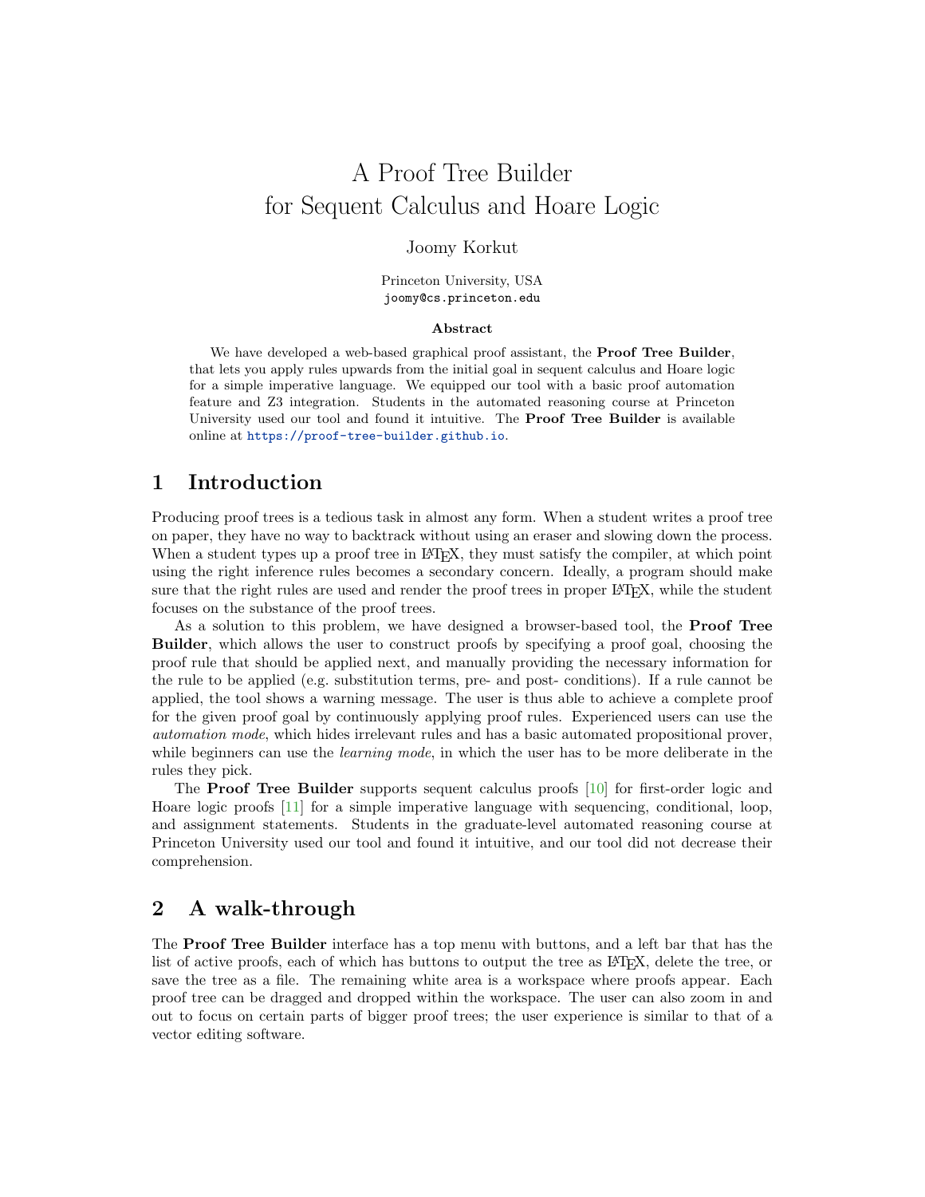# A Proof Tree Builder for Sequent Calculus and Hoare Logic

Joomy Korkut

Princeton University, USA
joomy@cs.princeton.edu

### Abstract

We have developed a web-based graphical proof assistant, the **Proof Tree Builder**, that lets you apply rules upwards from the initial goal in sequent calculus and Hoare logic for a simple imperative language. We equipped our tool with a basic proof automation feature and Z3 integration. Students in the automated reasoning course at Princeton University used our tool and found it intuitive. The **Proof Tree Builder** is available online at https://proof-tree-builder.github.io.

## 1 Introduction

Producing proof trees is a tedious task in almost any form. When a student writes a proof tree on paper, they have no way to backtrack without using an eraser and slowing down the process. When a student types up a proof tree in LaTeX, they must satisfy the compiler, at which point using the right inference rules becomes a secondary concern. Ideally, a program should make sure that the right rules are used and render the proof trees in proper LaTeX, while the student focuses on the substance of the proof trees.

As a solution to this problem, we have designed a browser-based tool, the **Proof Tree Builder**, which allows the user to construct proofs by specifying a proof goal, choosing the proof rule that should be applied next, and manually providing the necessary information for the rule to be applied (e.g. substitution terms, pre- and post- conditions). If a rule cannot be applied, the tool shows a warning message. The user is thus able to achieve a complete proof for the given proof goal by continuously applying proof rules. Experienced users can use the *automation mode*, which hides irrelevant rules and has a basic automated propositional prover, while beginners can use the *learning mode*, in which the user has to be more deliberate in the rules they pick.

The **Proof Tree Builder** supports sequent calculus proofs [10] for first-order logic and Hoare logic proofs [11] for a simple imperative language with sequencing, conditional, loop, and assignment statements. Students in the graduate-level automated reasoning course at Princeton University used our tool and found it intuitive, and our tool did not decrease their comprehension.

## 2 A walk-through

The **Proof Tree Builder** interface has a top menu with buttons, and a left bar that has the list of active proofs, each of which has buttons to output the tree as LaTeX, delete the tree, or save the tree as a file. The remaining white area is a workspace where proofs appear. Each proof tree can be dragged and dropped within the workspace. The user can also zoom in and out to focus on certain parts of bigger proof trees; the user experience is similar to that of a vector editing software.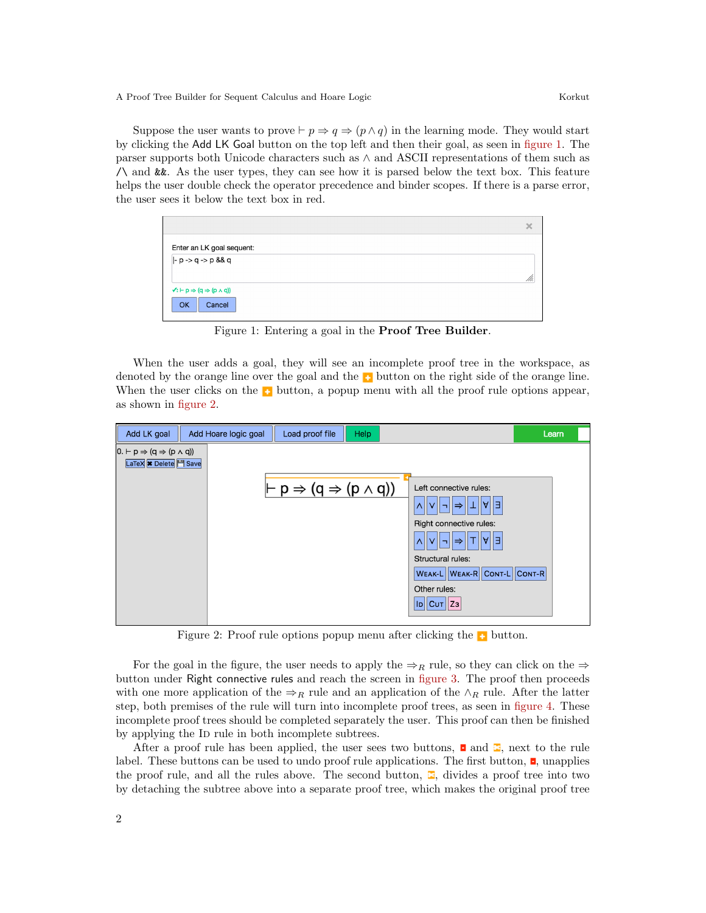Suppose the user wants to prove $\vdash p \Rightarrow q \Rightarrow (p \wedge q)$ in the learning mode. They would start by clicking the Add LK Goal button on the top left and then their goal, as seen in figure 1. The parser supports both Unicode characters such as $\wedge$ and ASCII representations of them such as /\ and &&. As the user types, they can see how it is parsed below the text box. This feature helps the user double check the operator precedence and binder scopes. If there is a parse error, the user sees it below the text box in red.

Figure 1: Entering a goal in the **Proof Tree Builder**.

When the user adds a goal, they will see an incomplete proof tree in the workspace, as denoted by the orange line over the goal and the button on the right side of the orange line. When the user clicks on the button, a popup menu with all the proof rule options appear, as shown in figure 2.

Figure 2: Proof rule options popup menu after clicking the button.

For the goal in the figure, the user needs to apply the $\Rightarrow_R$ rule, so they can click on the $\Rightarrow$ button under Right connective rules and reach the screen in figure 3. The proof then proceeds with one more application of the $\Rightarrow_R$ rule and an application of the $\wedge_R$ rule. After the latter step, both premises of the rule will turn into incomplete proof trees, as seen in figure 4. These incomplete proof trees should be completed separately the user. This proof can then be finished by applying the Id rule in both incomplete subtrees.

After a proof rule has been applied, the user sees two buttons, and , next to the rule label. These buttons can be used to undo proof rule applications. The first button, , unapplies the proof rule, and all the rules above. The second button, , divides a proof tree into two by detaching the subtree above into a separate proof tree, which makes the original proof tree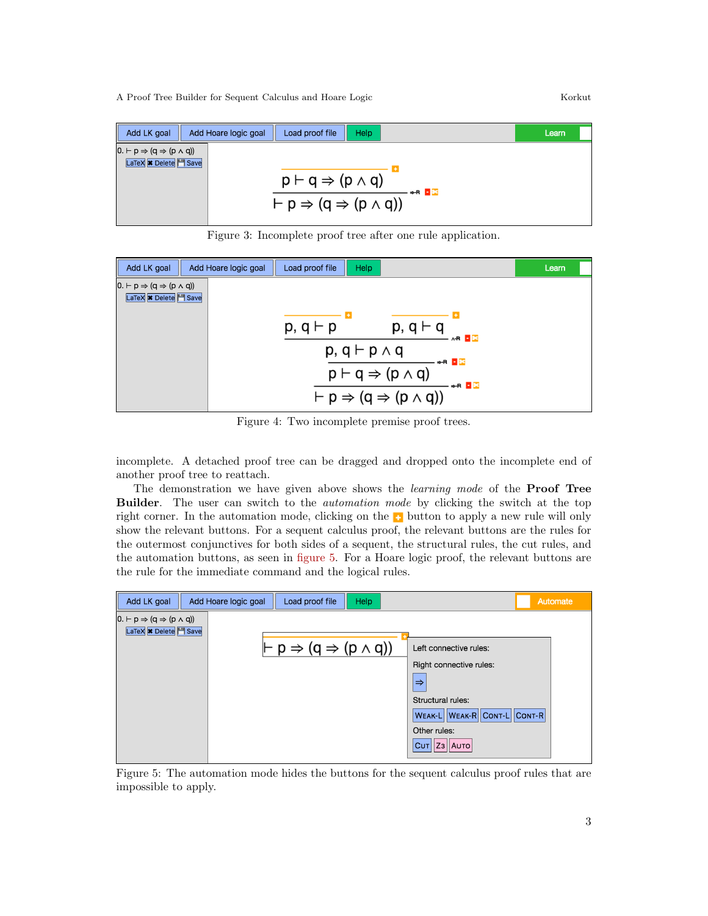Figure 3: Incomplete proof tree after one rule application.

Figure 4: Two incomplete premise proof trees.

incomplete. A detached proof tree can be dragged and dropped onto the incomplete end of another proof tree to reattach.

The demonstration we have given above shows the *learning mode* of the **Proof Tree Builder**. The user can switch to the *automation mode* by clicking the switch at the top right corner. In the automation mode, clicking on the + button to apply a new rule will only show the relevant buttons. For a sequent calculus proof, the relevant buttons are the rules for the outermost conjunctives for both sides of a sequent, the structural rules, the cut rules, and the automation buttons, as seen in figure 5. For a Hoare logic proof, the relevant buttons are the rule for the immediate command and the logical rules.

Figure 5: The automation mode hides the buttons for the sequent calculus proof rules that are impossible to apply.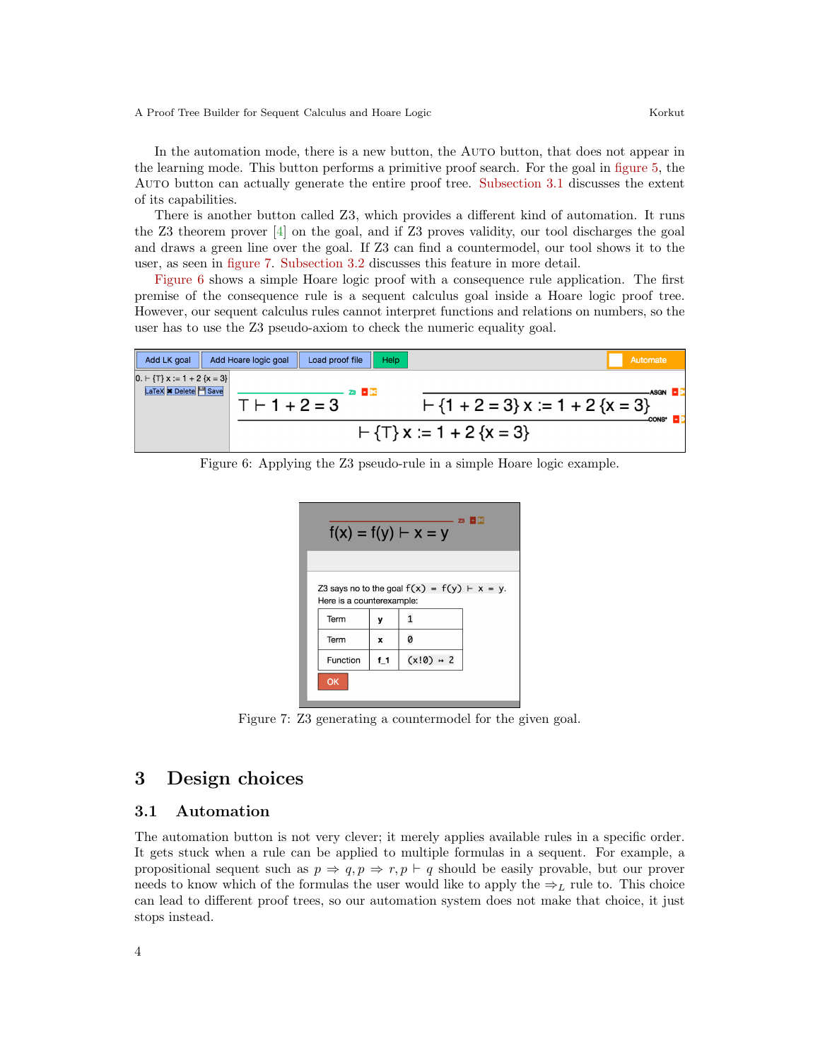In the automation mode, there is a new button, the AUTO button, that does not appear in the learning mode. This button performs a primitive proof search. For the goal in figure 5, the AUTO button can actually generate the entire proof tree. Subsection 3.1 discusses the extent of its capabilities.

There is another button called Z3, which provides a different kind of automation. It runs the Z3 theorem prover [4] on the goal, and if Z3 proves validity, our tool discharges the goal and draws a green line over the goal. If Z3 can find a countermodel, our tool shows it to the user, as seen in figure 7. Subsection 3.2 discusses this feature in more detail.

Figure 6 shows a simple Hoare logic proof with a consequence rule application. The first premise of the consequence rule is a sequent calculus goal inside a Hoare logic proof tree. However, our sequent calculus rules cannot interpret functions and relations on numbers, so the user has to use the Z3 pseudo-axiom to check the numeric equality goal.

Figure 6: Applying the Z3 pseudo-rule in a simple Hoare logic example.

Figure 7: Z3 generating a countermodel for the given goal.

# 3 Design choices

## 3.1 Automation

The automation button is not very clever; it merely applies available rules in a specific order. It gets stuck when a rule can be applied to multiple formulas in a sequent. For example, a propositional sequent such as $p \Rightarrow q, p \Rightarrow r, p \vdash q$ should be easily provable, but our prover needs to know which of the formulas the user would like to apply the $\Rightarrow_L$ rule to. This choice can lead to different proof trees, so our automation system does not make that choice, it just stops instead.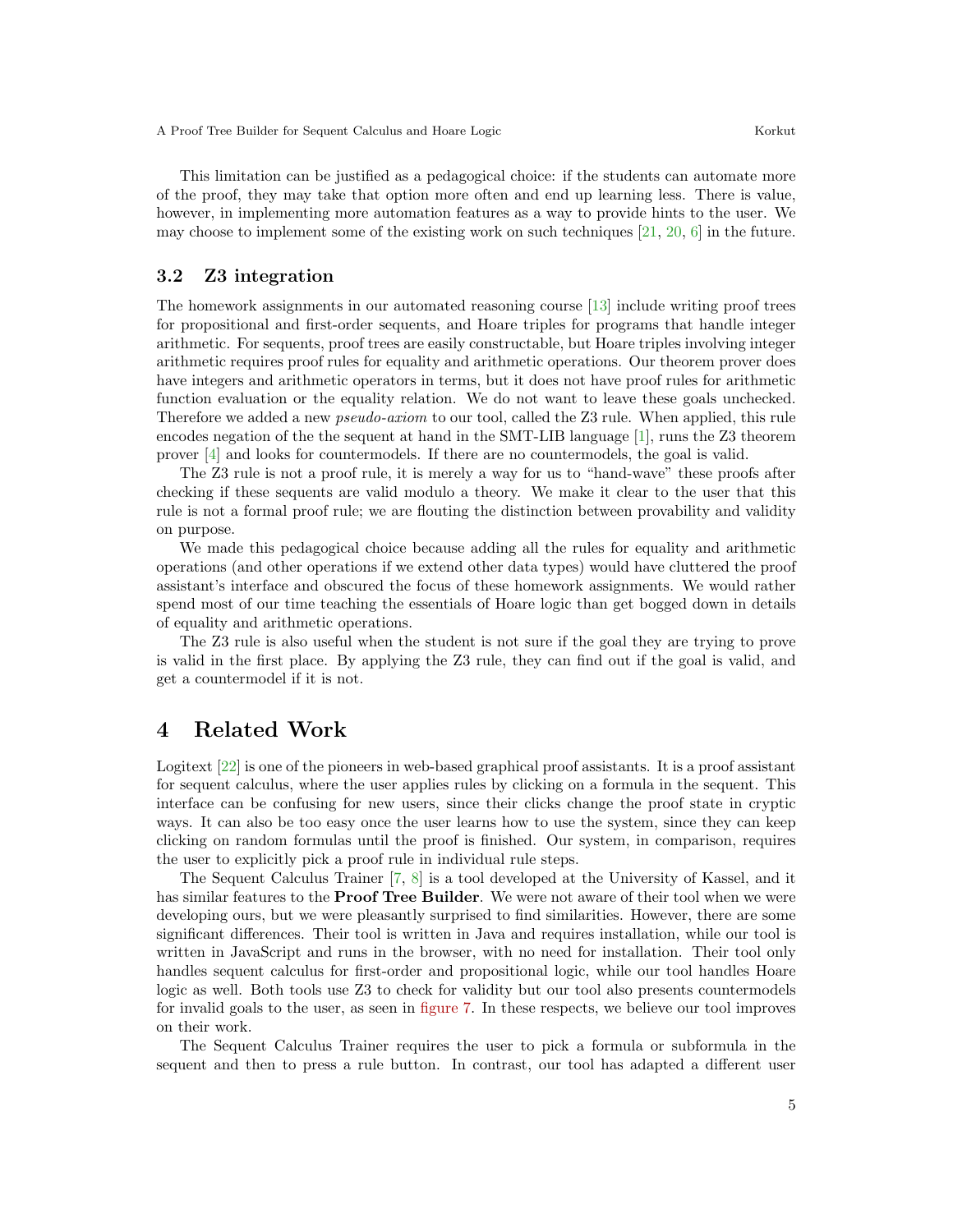This limitation can be justified as a pedagogical choice: if the students can automate more of the proof, they may take that option more often and end up learning less. There is value, however, in implementing more automation features as a way to provide hints to the user. We may choose to implement some of the existing work on such techniques [21, 20, 6] in the future.

### 3.2 Z3 integration

The homework assignments in our automated reasoning course [13] include writing proof trees for propositional and first-order sequents, and Hoare triples for programs that handle integer arithmetic. For sequents, proof trees are easily constructable, but Hoare triples involving integer arithmetic requires proof rules for equality and arithmetic operations. Our theorem prover does have integers and arithmetic operators in terms, but it does not have proof rules for arithmetic function evaluation or the equality relation. We do not want to leave these goals unchecked. Therefore we added a new *pseudo-axiom* to our tool, called the Z3 rule. When applied, this rule encodes negation of the the sequent at hand in the SMT-LIB language [1], runs the Z3 theorem prover [4] and looks for countermodels. If there are no countermodels, the goal is valid.

The Z3 rule is not a proof rule, it is merely a way for us to "hand-wave" these proofs after checking if these sequents are valid modulo a theory. We make it clear to the user that this rule is not a formal proof rule; we are flouting the distinction between provability and validity on purpose.

We made this pedagogical choice because adding all the rules for equality and arithmetic operations (and other operations if we extend other data types) would have cluttered the proof assistant's interface and obscured the focus of these homework assignments. We would rather spend most of our time teaching the essentials of Hoare logic than get bogged down in details of equality and arithmetic operations.

The Z3 rule is also useful when the student is not sure if the goal they are trying to prove is valid in the first place. By applying the Z3 rule, they can find out if the goal is valid, and get a countermodel if it is not.

## 4 Related Work

Logitext [22] is one of the pioneers in web-based graphical proof assistants. It is a proof assistant for sequent calculus, where the user applies rules by clicking on a formula in the sequent. This interface can be confusing for new users, since their clicks change the proof state in cryptic ways. It can also be too easy once the user learns how to use the system, since they can keep clicking on random formulas until the proof is finished. Our system, in comparison, requires the user to explicitly pick a proof rule in individual rule steps.

The Sequent Calculus Trainer [7, 8] is a tool developed at the University of Kassel, and it has similar features to the **Proof Tree Builder**. We were not aware of their tool when we were developing ours, but we were pleasantly surprised to find similarities. However, there are some significant differences. Their tool is written in Java and requires installation, while our tool is written in JavaScript and runs in the browser, with no need for installation. Their tool only handles sequent calculus for first-order and propositional logic, while our tool handles Hoare logic as well. Both tools use Z3 to check for validity but our tool also presents countermodels for invalid goals to the user, as seen in figure 7. In these respects, we believe our tool improves on their work.

The Sequent Calculus Trainer requires the user to pick a formula or subformula in the sequent and then to press a rule button. In contrast, our tool has adapted a different user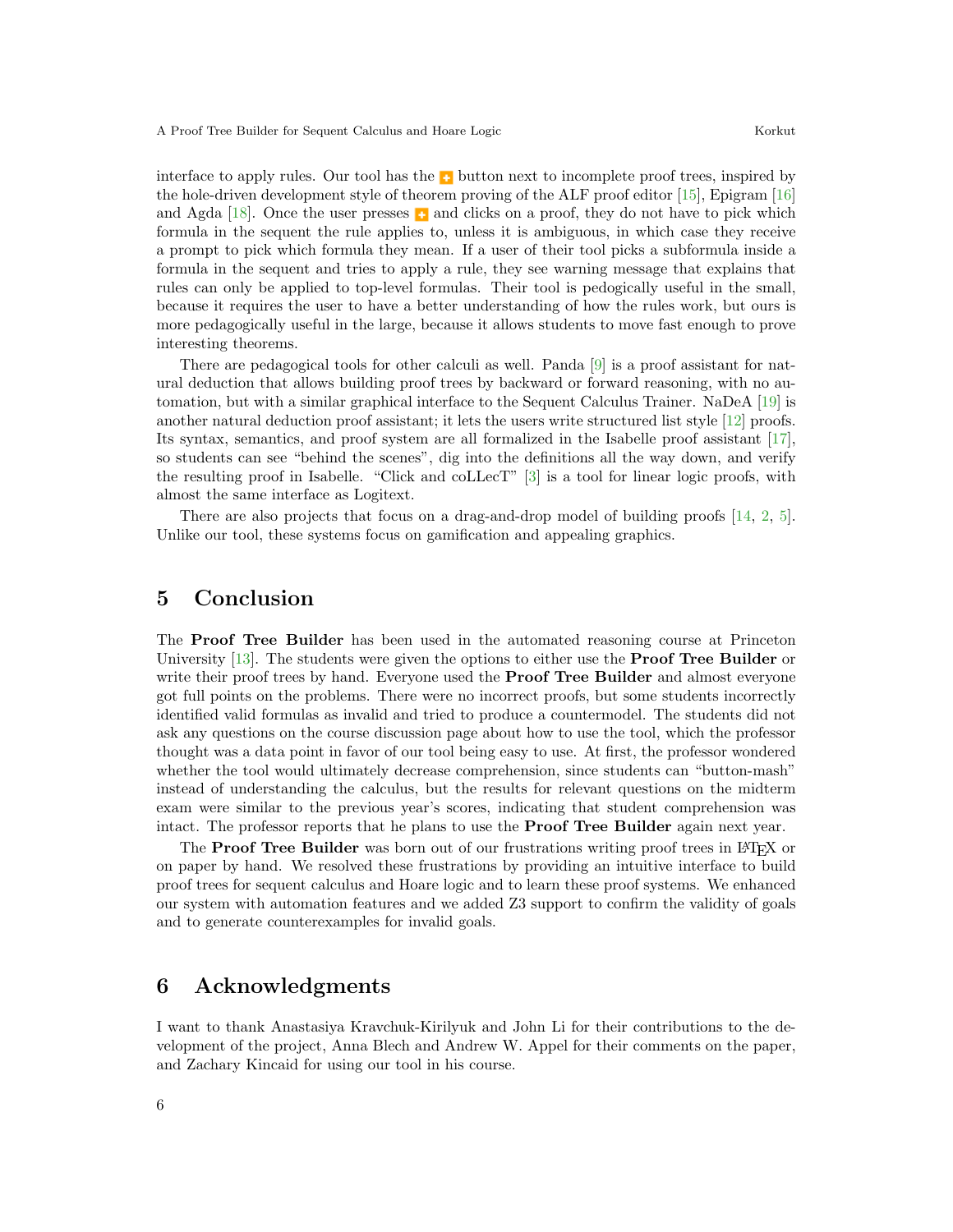interface to apply rules. Our tool has the + button next to incomplete proof trees, inspired by the hole-driven development style of theorem proving of the ALF proof editor [15], Epigram [16] and Agda [18]. Once the user presses + and clicks on a proof, they do not have to pick which formula in the sequent the rule applies to, unless it is ambiguous, in which case they receive a prompt to pick which formula they mean. If a user of their tool picks a subformula inside a formula in the sequent and tries to apply a rule, they see warning message that explains that rules can only be applied to top-level formulas. Their tool is pedogically useful in the small, because it requires the user to have a better understanding of how the rules work, but ours is more pedagogically useful in the large, because it allows students to move fast enough to prove interesting theorems.

There are pedagogical tools for other calculi as well. Panda [9] is a proof assistant for natural deduction that allows building proof trees by backward or forward reasoning, with no automation, but with a similar graphical interface to the Sequent Calculus Trainer. NaDeA [19] is another natural deduction proof assistant; it lets the users write structured list style [12] proofs. Its syntax, semantics, and proof system are all formalized in the Isabelle proof assistant [17], so students can see "behind the scenes", dig into the definitions all the way down, and verify the resulting proof in Isabelle. "Click and coLLecT" [3] is a tool for linear logic proofs, with almost the same interface as Logitext.

There are also projects that focus on a drag-and-drop model of building proofs [14, 2, 5]. Unlike our tool, these systems focus on gamification and appealing graphics.

## 5 Conclusion

The **Proof Tree Builder** has been used in the automated reasoning course at Princeton University [13]. The students were given the options to either use the **Proof Tree Builder** or write their proof trees by hand. Everyone used the **Proof Tree Builder** and almost everyone got full points on the problems. There were no incorrect proofs, but some students incorrectly identified valid formulas as invalid and tried to produce a countermodel. The students did not ask any questions on the course discussion page about how to use the tool, which the professor thought was a data point in favor of our tool being easy to use. At first, the professor wondered whether the tool would ultimately decrease comprehension, since students can "button-mash" instead of understanding the calculus, but the results for relevant questions on the midterm exam were similar to the previous year's scores, indicating that student comprehension was intact. The professor reports that he plans to use the **Proof Tree Builder** again next year.

The **Proof Tree Builder** was born out of our frustrations writing proof trees in LaTeX or on paper by hand. We resolved these frustrations by providing an intuitive interface to build proof trees for sequent calculus and Hoare logic and to learn these proof systems. We enhanced our system with automation features and we added Z3 support to confirm the validity of goals and to generate counterexamples for invalid goals.

## 6 Acknowledgments

I want to thank Anastasiya Kravchuk-Kirilyuk and John Li for their contributions to the development of the project, Anna Blech and Andrew W. Appel for their comments on the paper, and Zachary Kincaid for using our tool in his course.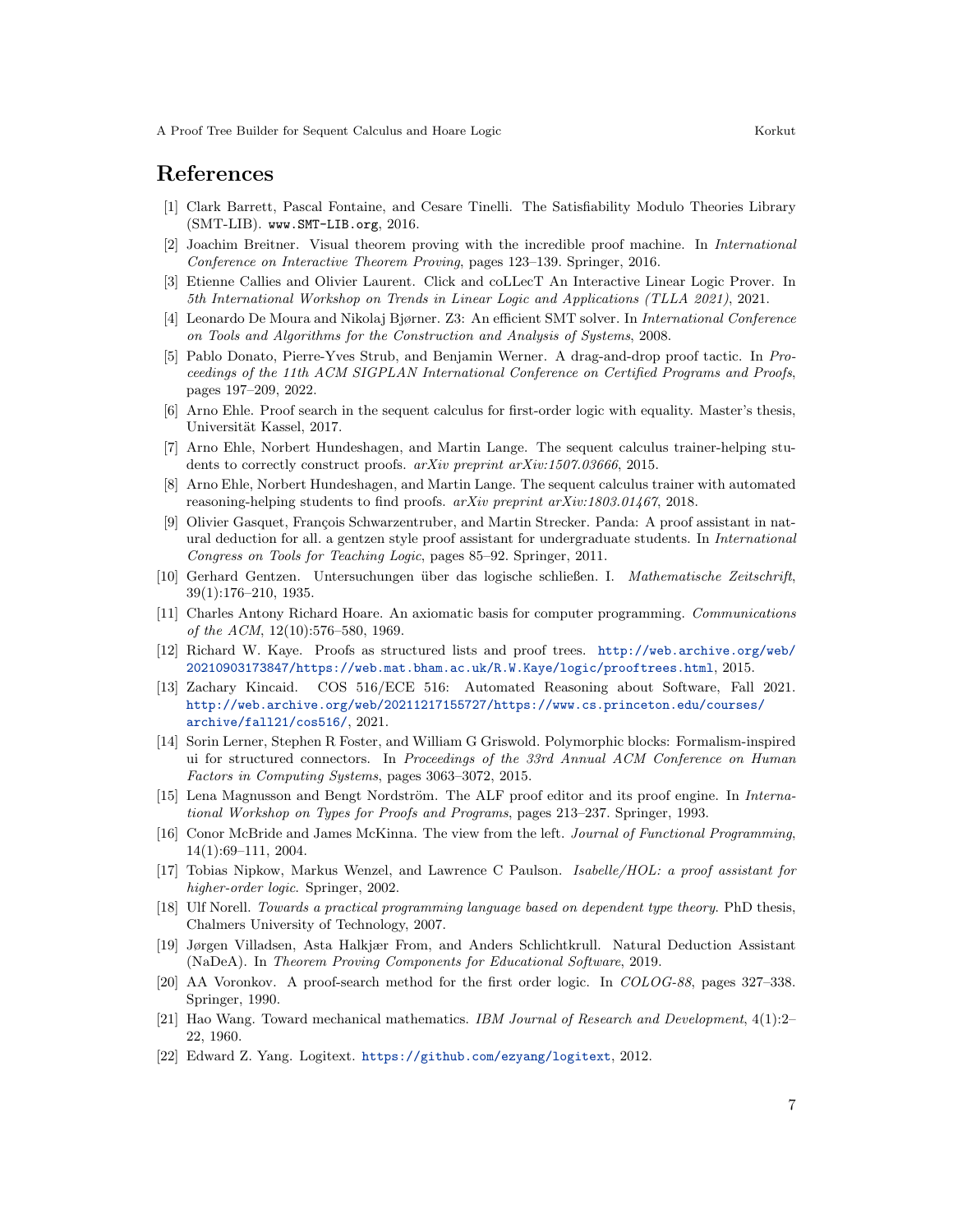# References

[1] Clark Barrett, Pascal Fontaine, and Cesare Tinelli. The Satisfiability Modulo Theories Library (SMT-LIB). `www.SMT-LIB.org`, 2016.

[2] Joachim Breitner. Visual theorem proving with the incredible proof machine. In *International Conference on Interactive Theorem Proving*, pages 123–139. Springer, 2016.

[3] Etienne Callies and Olivier Laurent. Click and coLLecT An Interactive Linear Logic Prover. In *5th International Workshop on Trends in Linear Logic and Applications (TLLA 2021)*, 2021.

[4] Leonardo De Moura and Nikolaj Bjørner. Z3: An efficient SMT solver. In *International Conference on Tools and Algorithms for the Construction and Analysis of Systems*, 2008.

[5] Pablo Donato, Pierre-Yves Strub, and Benjamin Werner. A drag-and-drop proof tactic. In *Proceedings of the 11th ACM SIGPLAN International Conference on Certified Programs and Proofs*, pages 197–209, 2022.

[6] Arno Ehle. Proof search in the sequent calculus for first-order logic with equality. Master's thesis, Universität Kassel, 2017.

[7] Arno Ehle, Norbert Hundeshagen, and Martin Lange. The sequent calculus trainer-helping students to correctly construct proofs. *arXiv preprint arXiv:1507.03666*, 2015.

[8] Arno Ehle, Norbert Hundeshagen, and Martin Lange. The sequent calculus trainer with automated reasoning-helping students to find proofs. *arXiv preprint arXiv:1803.01467*, 2018.

[9] Olivier Gasquet, François Schwarzentruber, and Martin Strecker. Panda: A proof assistant in natural deduction for all. a gentzen style proof assistant for undergraduate students. In *International Congress on Tools for Teaching Logic*, pages 85–92. Springer, 2011.

[10] Gerhard Gentzen. Untersuchungen über das logische schließen. I. *Mathematische Zeitschrift*, 39(1):176–210, 1935.

[11] Charles Antony Richard Hoare. An axiomatic basis for computer programming. *Communications of the ACM*, 12(10):576–580, 1969.

[12] Richard W. Kaye. Proofs as structured lists and proof trees. http://web.archive.org/web/20210903173847/https://web.mat.bham.ac.uk/R.W.Kaye/logic/prooftrees.html, 2015.

[13] Zachary Kincaid. COS 516/ECE 516: Automated Reasoning about Software, Fall 2021. http://web.archive.org/web/20211217155727/https://www.cs.princeton.edu/courses/archive/fall21/cos516/, 2021.

[14] Sorin Lerner, Stephen R Foster, and William G Griswold. Polymorphic blocks: Formalism-inspired ui for structured connectors. In *Proceedings of the 33rd Annual ACM Conference on Human Factors in Computing Systems*, pages 3063–3072, 2015.

[15] Lena Magnusson and Bengt Nordström. The ALF proof editor and its proof engine. In *International Workshop on Types for Proofs and Programs*, pages 213–237. Springer, 1993.

[16] Conor McBride and James McKinna. The view from the left. *Journal of Functional Programming*, 14(1):69–111, 2004.

[17] Tobias Nipkow, Markus Wenzel, and Lawrence C Paulson. *Isabelle/HOL: a proof assistant for higher-order logic*. Springer, 2002.

[18] Ulf Norell. *Towards a practical programming language based on dependent type theory*. PhD thesis, Chalmers University of Technology, 2007.

[19] Jørgen Villadsen, Asta Halkjær From, and Anders Schlichtkrull. Natural Deduction Assistant (NaDeA). In *Theorem Proving Components for Educational Software*, 2019.

[20] AA Voronkov. A proof-search method for the first order logic. In *COLOG-88*, pages 327–338. Springer, 1990.

[21] Hao Wang. Toward mechanical mathematics. *IBM Journal of Research and Development*, 4(1):2–22, 1960.

[22] Edward Z. Yang. Logitext. https://github.com/ezyang/logitext, 2012.